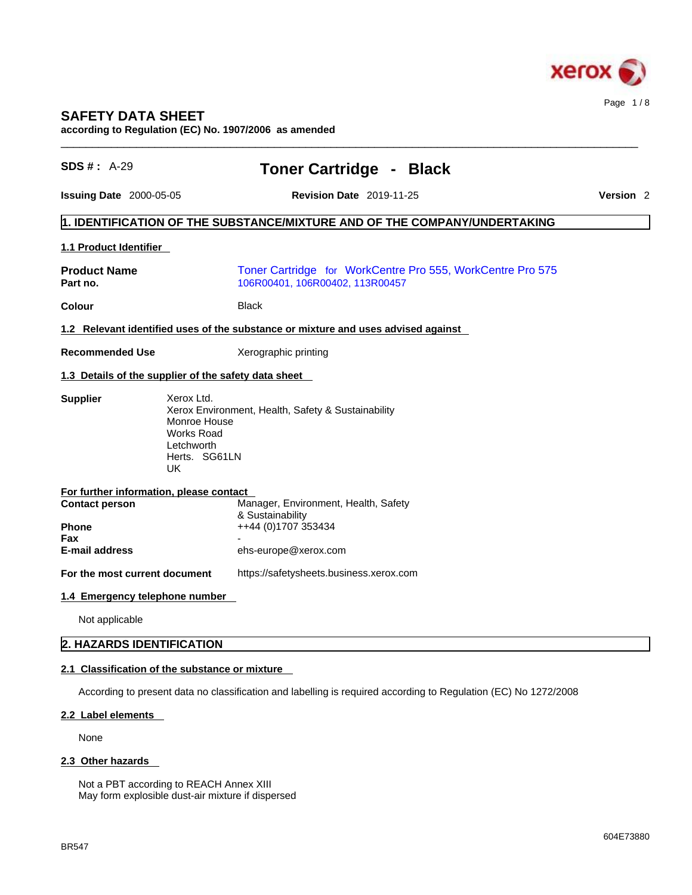# SAFETY DATA SHEET

**according to Regulation (EC) No. 1907/2006 as amended**

**SDS # :** A-29

## Toner Cartridge - Black

**Issuing Date** 2000-05-05 **Revision Date** 2019-11-25 **Version** 2

## 1. IDENTIFICATION OF THE SUBSTANCE/MIXTURE AND OF THE COMPANY/UNDERTAKING

### 1.1 Product Identifier

**Product Name** Toner Cartridge for WorkCentre Pro 555, WorkCentre Pro 575
**Part no.** 106R00401, 106R00402, 113R00457

**Colour** Black

### 1.2 Relevant identified uses of the substance or mixture and uses advised against

**Recommended Use** Xerographic printing

### 1.3 Details of the supplier of the safety data sheet

**Supplier**
Xerox Ltd.
Xerox Environment, Health, Safety & Sustainability
Monroe House
Works Road
Letchworth
Herts. SG61LN
UK

**For further information, please contact**

**Contact person** Manager, Environment, Health, Safety & Sustainability
**Phone** ++44 (0)1707 353434
**Fax** -
**E-mail address** ehs-europe@xerox.com

**For the most current document** https://safetysheets.business.xerox.com

### 1.4 Emergency telephone number

Not applicable

## 2. HAZARDS IDENTIFICATION

### 2.1 Classification of the substance or mixture

According to present data no classification and labelling is required according to Regulation (EC) No 1272/2008

### 2.2 Label elements

None

### 2.3 Other hazards

Not a PBT according to REACH Annex XIII
May form explosible dust-air mixture if dispersed

BR547

604E73880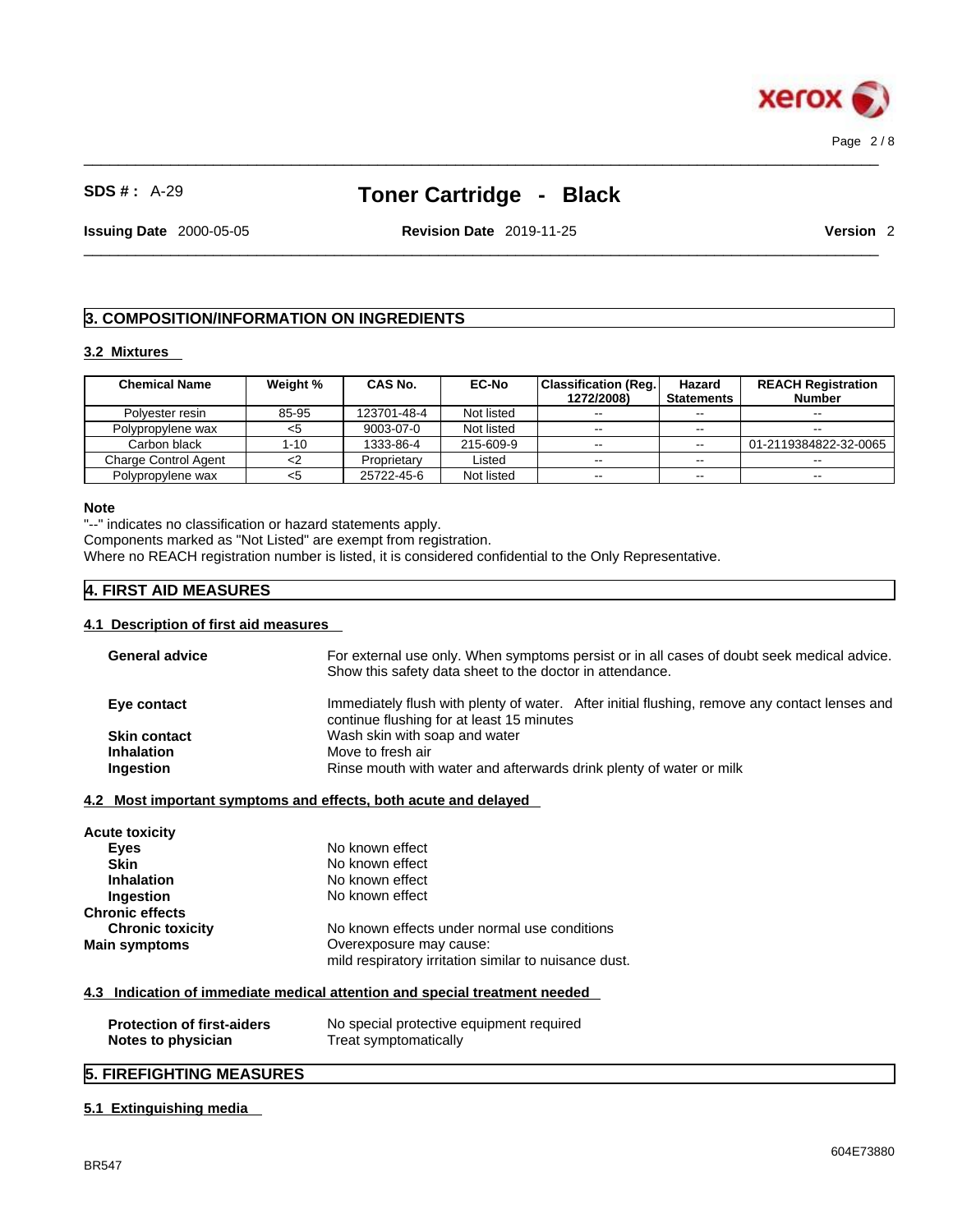# 3. COMPOSITION/INFORMATION ON INGREDIENTS

## 3.2 Mixtures

| Chemical Name | Weight % | CAS No. | EC-No | Classification (Reg. 1272/2008) | Hazard Statements | REACH Registration Number |
|---|---|---|---|---|---|---|
| Polyester resin | 85-95 | 123701-48-4 | Not listed | -- | -- | -- |
| Polypropylene wax | <5 | 9003-07-0 | Not listed | -- | -- | -- |
| Carbon black | 1-10 | 1333-86-4 | 215-609-9 | -- | -- | 01-2119384822-32-0065 |
| Charge Control Agent | <2 | Proprietary | Listed | -- | -- | -- |
| Polypropylene wax | <5 | 25722-45-6 | Not listed | -- | -- | -- |

**Note**

"--" indicates no classification or hazard statements apply.
Components marked as "Not Listed" are exempt from registration.
Where no REACH registration number is listed, it is considered confidential to the Only Representative.

# 4. FIRST AID MEASURES

## 4.1 Description of first aid measures

**General advice** For external use only. When symptoms persist or in all cases of doubt seek medical advice. Show this safety data sheet to the doctor in attendance.

**Eye contact** Immediately flush with plenty of water. After initial flushing, remove any contact lenses and continue flushing for at least 15 minutes

**Skin contact** Wash skin with soap and water

**Inhalation** Move to fresh air

**Ingestion** Rinse mouth with water and afterwards drink plenty of water or milk

## 4.2 Most important symptoms and effects, both acute and delayed

**Acute toxicity**

- **Eyes** No known effect
- **Skin** No known effect
- **Inhalation** No known effect
- **Ingestion** No known effect

**Chronic effects**

- **Chronic toxicity** No known effects under normal use conditions

**Main symptoms** Overexposure may cause:
mild respiratory irritation similar to nuisance dust.

## 4.3 Indication of immediate medical attention and special treatment needed

**Protection of first-aiders** No special protective equipment required

**Notes to physician** Treat symptomatically

# 5. FIREFIGHTING MEASURES

## 5.1 Extinguishing media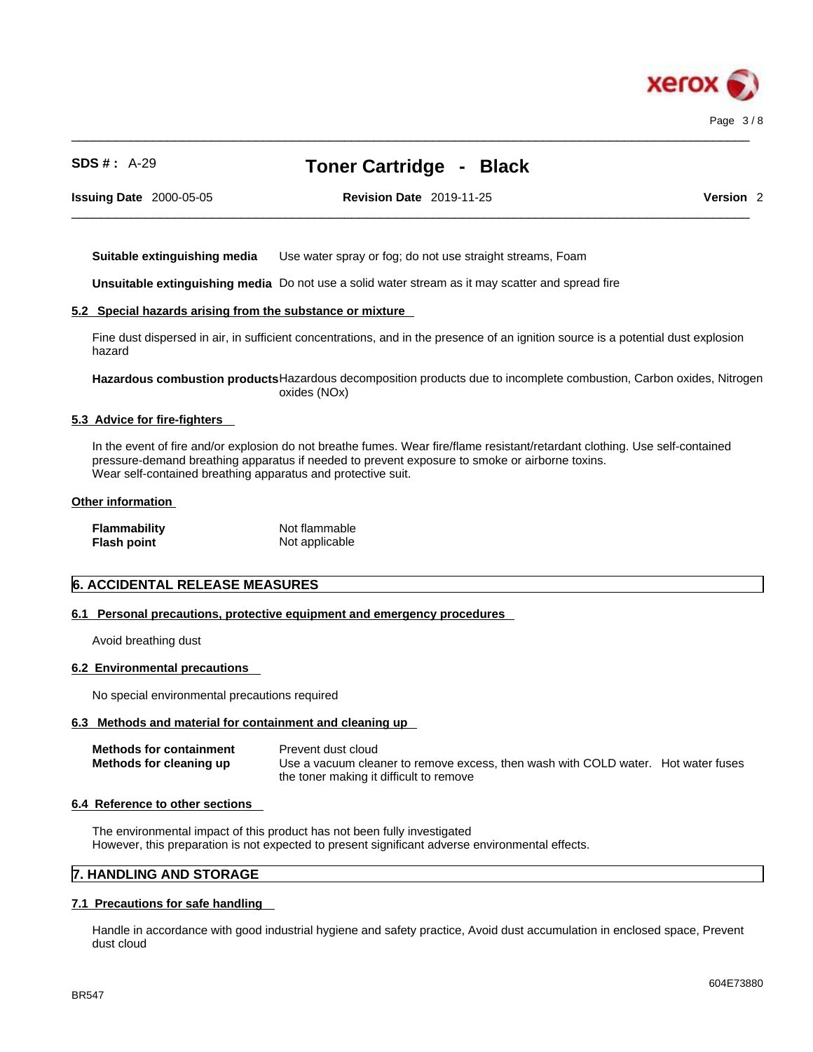**Suitable extinguishing media** Use water spray or fog; do not use straight streams, Foam

**Unsuitable extinguishing media** Do not use a solid water stream as it may scatter and spread fire

### 5.2 Special hazards arising from the substance or mixture

Fine dust dispersed in air, in sufficient concentrations, and in the presence of an ignition source is a potential dust explosion hazard

**Hazardous combustion products** Hazardous decomposition products due to incomplete combustion, Carbon oxides, Nitrogen oxides (NOx)

### 5.3 Advice for fire-fighters

In the event of fire and/or explosion do not breathe fumes. Wear fire/flame resistant/retardant clothing. Use self-contained pressure-demand breathing apparatus if needed to prevent exposure to smoke or airborne toxins.
Wear self-contained breathing apparatus and protective suit.

### Other information

**Flammability** Not flammable
**Flash point** Not applicable

## 6. ACCIDENTAL RELEASE MEASURES

### 6.1 Personal precautions, protective equipment and emergency procedures

Avoid breathing dust

### 6.2 Environmental precautions

No special environmental precautions required

### 6.3 Methods and material for containment and cleaning up

**Methods for containment** Prevent dust cloud
**Methods for cleaning up** Use a vacuum cleaner to remove excess, then wash with COLD water. Hot water fuses the toner making it difficult to remove

### 6.4 Reference to other sections

The environmental impact of this product has not been fully investigated
However, this preparation is not expected to present significant adverse environmental effects.

## 7. HANDLING AND STORAGE

### 7.1 Precautions for safe handling

Handle in accordance with good industrial hygiene and safety practice, Avoid dust accumulation in enclosed space, Prevent dust cloud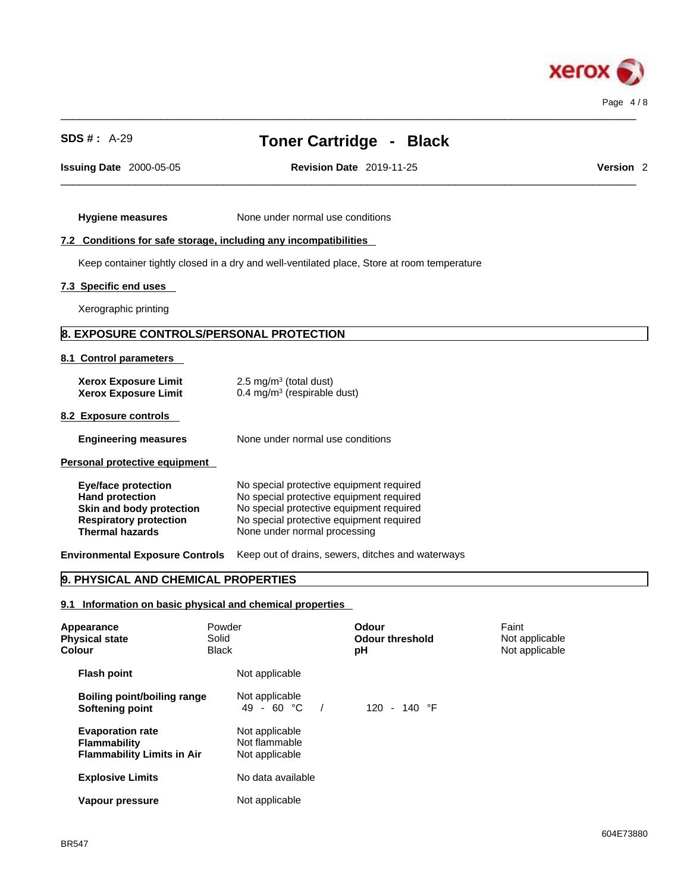**Hygiene measures** None under normal use conditions

### 7.2 Conditions for safe storage, including any incompatibilities

Keep container tightly closed in a dry and well-ventilated place, Store at room temperature

### 7.3 Specific end uses

Xerographic printing

## 8. EXPOSURE CONTROLS/PERSONAL PROTECTION

### 8.1 Control parameters

| | |
|---|---|
| **Xerox Exposure Limit** | 2.5 mg/m³ (total dust) |
| **Xerox Exposure Limit** | 0.4 mg/m³ (respirable dust) |

### 8.2 Exposure controls

**Engineering measures** None under normal use conditions

**Personal protective equipment**

| | |
|---|---|
| **Eye/face protection** | No special protective equipment required |
| **Hand protection** | No special protective equipment required |
| **Skin and body protection** | No special protective equipment required |
| **Respiratory protection** | No special protective equipment required |
| **Thermal hazards** | None under normal processing |

**Environmental Exposure Controls** Keep out of drains, sewers, ditches and waterways

## 9. PHYSICAL AND CHEMICAL PROPERTIES

### 9.1 Information on basic physical and chemical properties

| | | | |
|---|---|---|---|
| **Appearance** | Powder | **Odour** | Faint |
| **Physical state** | Solid | **Odour threshold** | Not applicable |
| **Colour** | Black | **pH** | Not applicable |

| | |
|---|---|
| **Flash point** | Not applicable |
| **Boiling point/boiling range** | Not applicable |
| **Softening point** | 49 - 60 °C / 120 - 140 °F |
| **Evaporation rate** | Not applicable |
| **Flammability** | Not flammable |
| **Flammability Limits in Air** | Not applicable |
| **Explosive Limits** | No data available |
| **Vapour pressure** | Not applicable |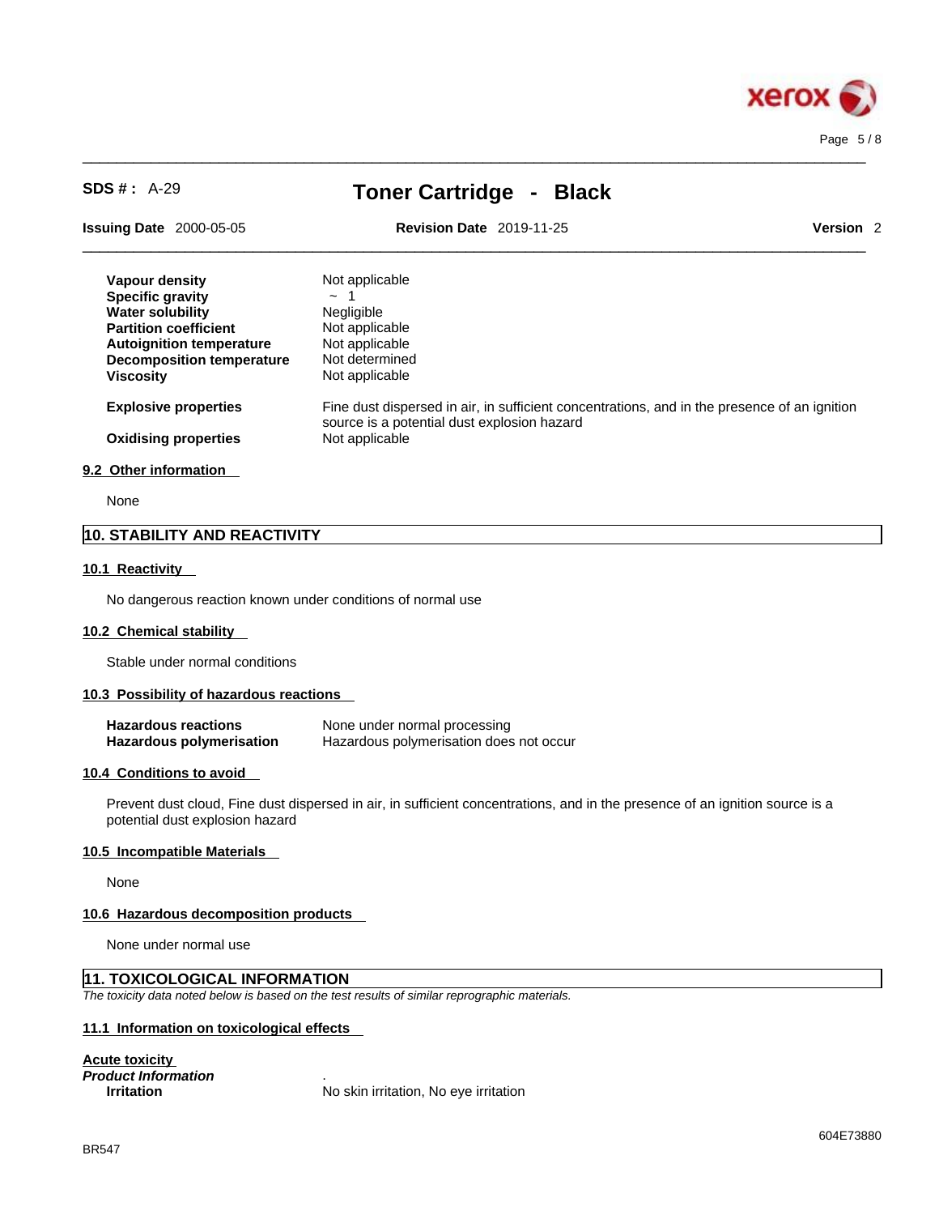| | |
|---|---|
| **Vapour density** | Not applicable |
| **Specific gravity** | ~ 1 |
| **Water solubility** | Negligible |
| **Partition coefficient** | Not applicable |
| **Autoignition temperature** | Not applicable |
| **Decomposition temperature** | Not determined |
| **Viscosity** | Not applicable |
| **Explosive properties** | Fine dust dispersed in air, in sufficient concentrations, and in the presence of an ignition source is a potential dust explosion hazard |
| **Oxidising properties** | Not applicable |

### 9.2 Other information

None

## 10. STABILITY AND REACTIVITY

### 10.1 Reactivity

No dangerous reaction known under conditions of normal use

### 10.2 Chemical stability

Stable under normal conditions

### 10.3 Possibility of hazardous reactions

| | |
|---|---|
| **Hazardous reactions** | None under normal processing |
| **Hazardous polymerisation** | Hazardous polymerisation does not occur |

### 10.4 Conditions to avoid

Prevent dust cloud, Fine dust dispersed in air, in sufficient concentrations, and in the presence of an ignition source is a potential dust explosion hazard

### 10.5 Incompatible Materials

None

### 10.6 Hazardous decomposition products

None under normal use

## 11. TOXICOLOGICAL INFORMATION

*The toxicity data noted below is based on the test results of similar reprographic materials.*

### 11.1 Information on toxicological effects

**Acute toxicity**

***Product Information*** .

**Irritation** No skin irritation, No eye irritation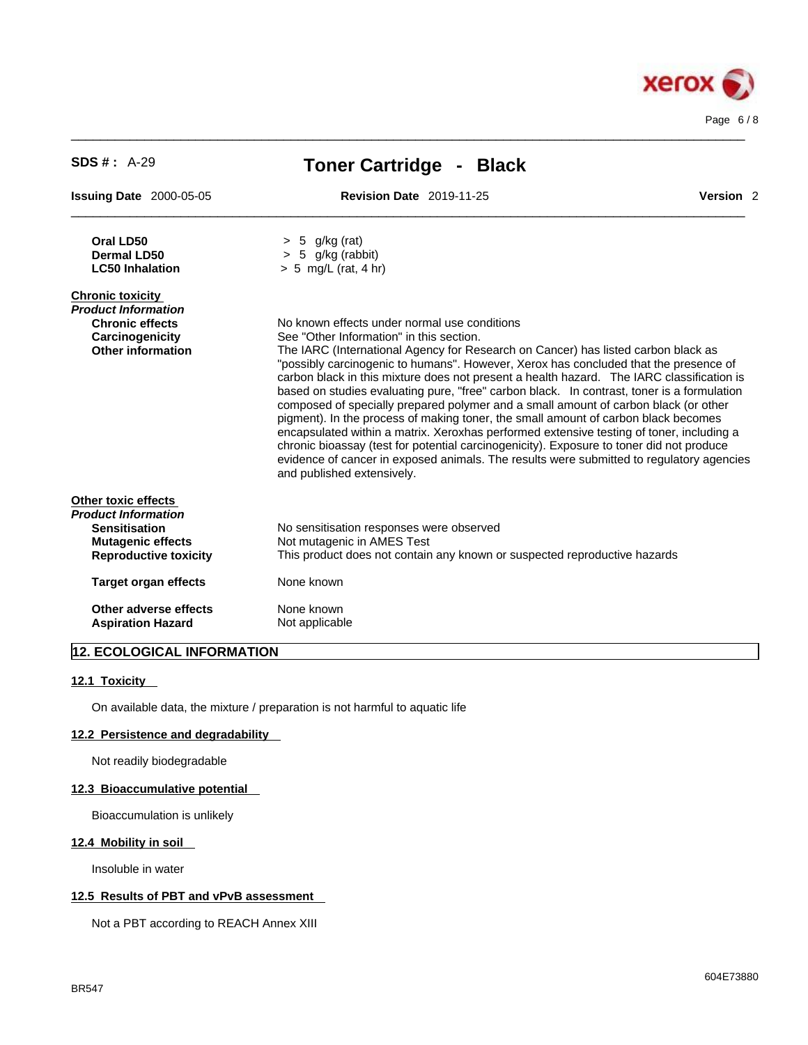| | |
|---|---|
| **Oral LD50** | > 5 g/kg (rat) |
| **Dermal LD50** | > 5 g/kg (rabbit) |
| **LC50 Inhalation** | > 5 mg/L (rat, 4 hr) |

**Chronic toxicity**

***Product Information***

| | |
|---|---|
| **Chronic effects** | No known effects under normal use conditions |
| **Carcinogenicity** | See "Other Information" in this section. |
| **Other information** | The IARC (International Agency for Research on Cancer) has listed carbon black as "possibly carcinogenic to humans". However, Xerox has concluded that the presence of carbon black in this mixture does not present a health hazard. The IARC classification is based on studies evaluating pure, "free" carbon black. In contrast, toner is a formulation composed of specially prepared polymer and a small amount of carbon black (or other pigment). In the process of making toner, the small amount of carbon black becomes encapsulated within a matrix. Xeroxhas performed extensive testing of toner, including a chronic bioassay (test for potential carcinogenicity). Exposure to toner did not produce evidence of cancer in exposed animals. The results were submitted to regulatory agencies and published extensively. |

**Other toxic effects**

***Product Information***

| | |
|---|---|
| **Sensitisation** | No sensitisation responses were observed |
| **Mutagenic effects** | Not mutagenic in AMES Test |
| **Reproductive toxicity** | This product does not contain any known or suspected reproductive hazards |
| **Target organ effects** | None known |
| **Other adverse effects** | None known |
| **Aspiration Hazard** | Not applicable |

## 12. ECOLOGICAL INFORMATION

### 12.1 Toxicity

On available data, the mixture / preparation is not harmful to aquatic life

### 12.2 Persistence and degradability

Not readily biodegradable

### 12.3 Bioaccumulative potential

Bioaccumulation is unlikely

### 12.4 Mobility in soil

Insoluble in water

### 12.5 Results of PBT and vPvB assessment

Not a PBT according to REACH Annex XIII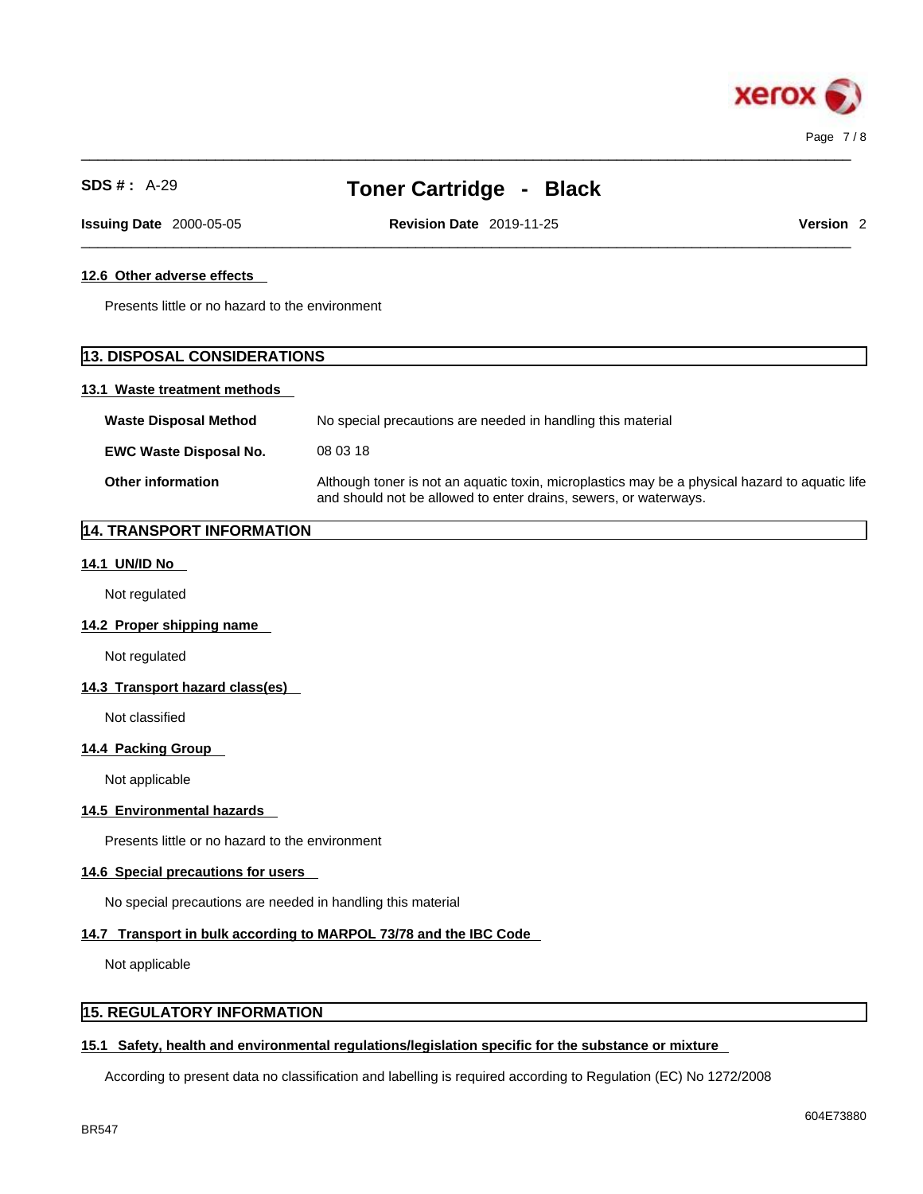#### 12.6 Other adverse effects

Presents little or no hazard to the environment

## 13. DISPOSAL CONSIDERATIONS

#### 13.1 Waste treatment methods

| | |
|---|---|
| **Waste Disposal Method** | No special precautions are needed in handling this material |
| **EWC Waste Disposal No.** | 08 03 18 |
| **Other information** | Although toner is not an aquatic toxin, microplastics may be a physical hazard to aquatic life and should not be allowed to enter drains, sewers, or waterways. |

## 14. TRANSPORT INFORMATION

#### 14.1 UN/ID No

Not regulated

#### 14.2 Proper shipping name

Not regulated

#### 14.3 Transport hazard class(es)

Not classified

#### 14.4 Packing Group

Not applicable

#### 14.5 Environmental hazards

Presents little or no hazard to the environment

#### 14.6 Special precautions for users

No special precautions are needed in handling this material

#### 14.7 Transport in bulk according to MARPOL 73/78 and the IBC Code

Not applicable

## 15. REGULATORY INFORMATION

#### 15.1 Safety, health and environmental regulations/legislation specific for the substance or mixture

According to present data no classification and labelling is required according to Regulation (EC) No 1272/2008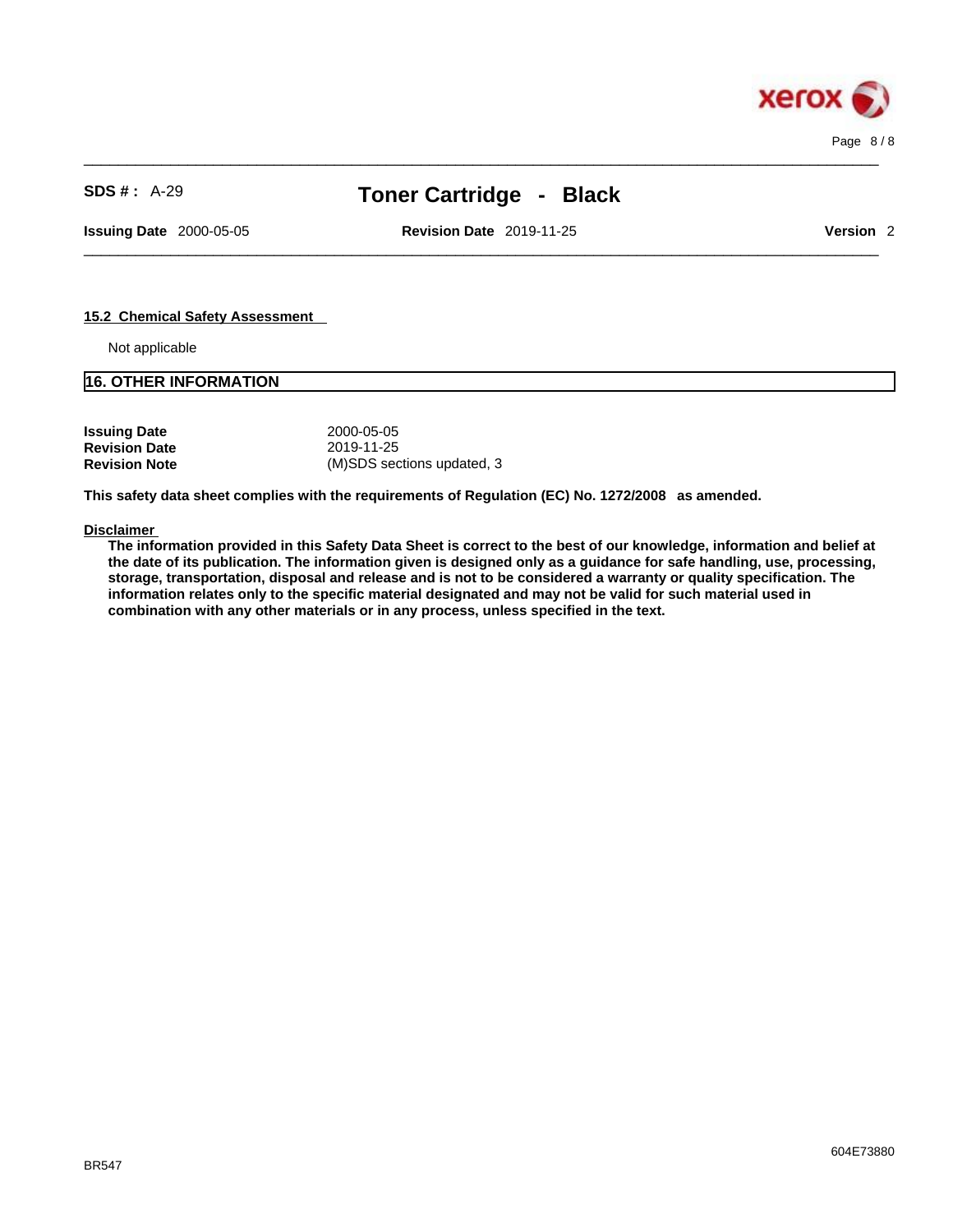### 15.2 Chemical Safety Assessment

Not applicable

## 16. OTHER INFORMATION

| | |
|---|---|
| **Issuing Date** | 2000-05-05 |
| **Revision Date** | 2019-11-25 |
| **Revision Note** | (M)SDS sections updated, 3 |

**This safety data sheet complies with the requirements of Regulation (EC) No. 1272/2008 as amended.**

**Disclaimer**

**The information provided in this Safety Data Sheet is correct to the best of our knowledge, information and belief at the date of its publication. The information given is designed only as a guidance for safe handling, use, processing, storage, transportation, disposal and release and is not to be considered a warranty or quality specification. The information relates only to the specific material designated and may not be valid for such material used in combination with any other materials or in any process, unless specified in the text.**